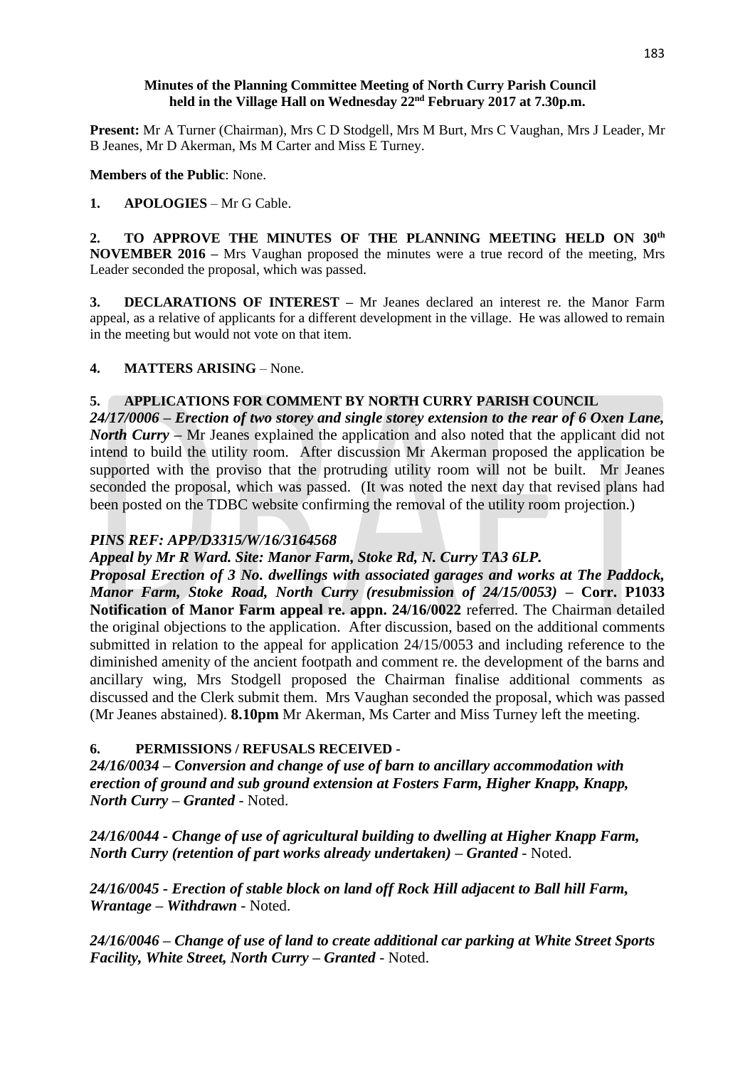**Minutes of the Planning Committee Meeting of North Curry Parish Council held in the Village Hall on Wednesday 22nd February 2017 at 7.30p.m.**

**Present:** Mr A Turner (Chairman), Mrs C D Stodgell, Mrs M Burt, Mrs C Vaughan, Mrs J Leader, Mr B Jeanes, Mr D Akerman, Ms M Carter and Miss E Turney.

**Members of the Public**: None.

**1. APOLOGIES** – Mr G Cable.

**2. TO APPROVE THE MINUTES OF THE PLANNING MEETING HELD ON 30th NOVEMBER 2016 –** Mrs Vaughan proposed the minutes were a true record of the meeting, Mrs Leader seconded the proposal, which was passed.

**3. DECLARATIONS OF INTEREST –** Mr Jeanes declared an interest re. the Manor Farm appeal, as a relative of applicants for a different development in the village. He was allowed to remain in the meeting but would not vote on that item.

**4. MATTERS ARISING** – None.

**5. APPLICATIONS FOR COMMENT BY NORTH CURRY PARISH COUNCIL**

***24/17/0006 – Erection of two storey and single storey extension to the rear of 6 Oxen Lane, North Curry*** – Mr Jeanes explained the application and also noted that the applicant did not intend to build the utility room. After discussion Mr Akerman proposed the application be supported with the proviso that the protruding utility room will not be built. Mr Jeanes seconded the proposal, which was passed. (It was noted the next day that revised plans had been posted on the TDBC website confirming the removal of the utility room projection.)

***PINS REF: APP/D3315/W/16/3164568***

***Appeal by Mr R Ward. Site: Manor Farm, Stoke Rd, N. Curry TA3 6LP.***

***Proposal Erection of 3 No. dwellings with associated garages and works at The Paddock, Manor Farm, Stoke Road, North Curry (resubmission of 24/15/0053)*** – **Corr. P1033 Notification of Manor Farm appeal re. appn. 24/16/0022** referred. The Chairman detailed the original objections to the application. After discussion, based on the additional comments submitted in relation to the appeal for application 24/15/0053 and including reference to the diminished amenity of the ancient footpath and comment re. the development of the barns and ancillary wing, Mrs Stodgell proposed the Chairman finalise additional comments as discussed and the Clerk submit them. Mrs Vaughan seconded the proposal, which was passed (Mr Jeanes abstained). **8.10pm** Mr Akerman, Ms Carter and Miss Turney left the meeting.

**6. PERMISSIONS / REFUSALS RECEIVED -**

***24/16/0034 – Conversion and change of use of barn to ancillary accommodation with erection of ground and sub ground extension at Fosters Farm, Higher Knapp, Knapp, North Curry – Granted*** - Noted.

***24/16/0044 - Change of use of agricultural building to dwelling at Higher Knapp Farm, North Curry (retention of part works already undertaken) – Granted*** - Noted.

***24/16/0045 - Erection of stable block on land off Rock Hill adjacent to Ball hill Farm, Wrantage – Withdrawn*** - Noted.

***24/16/0046 – Change of use of land to create additional car parking at White Street Sports Facility, White Street, North Curry – Granted*** - Noted.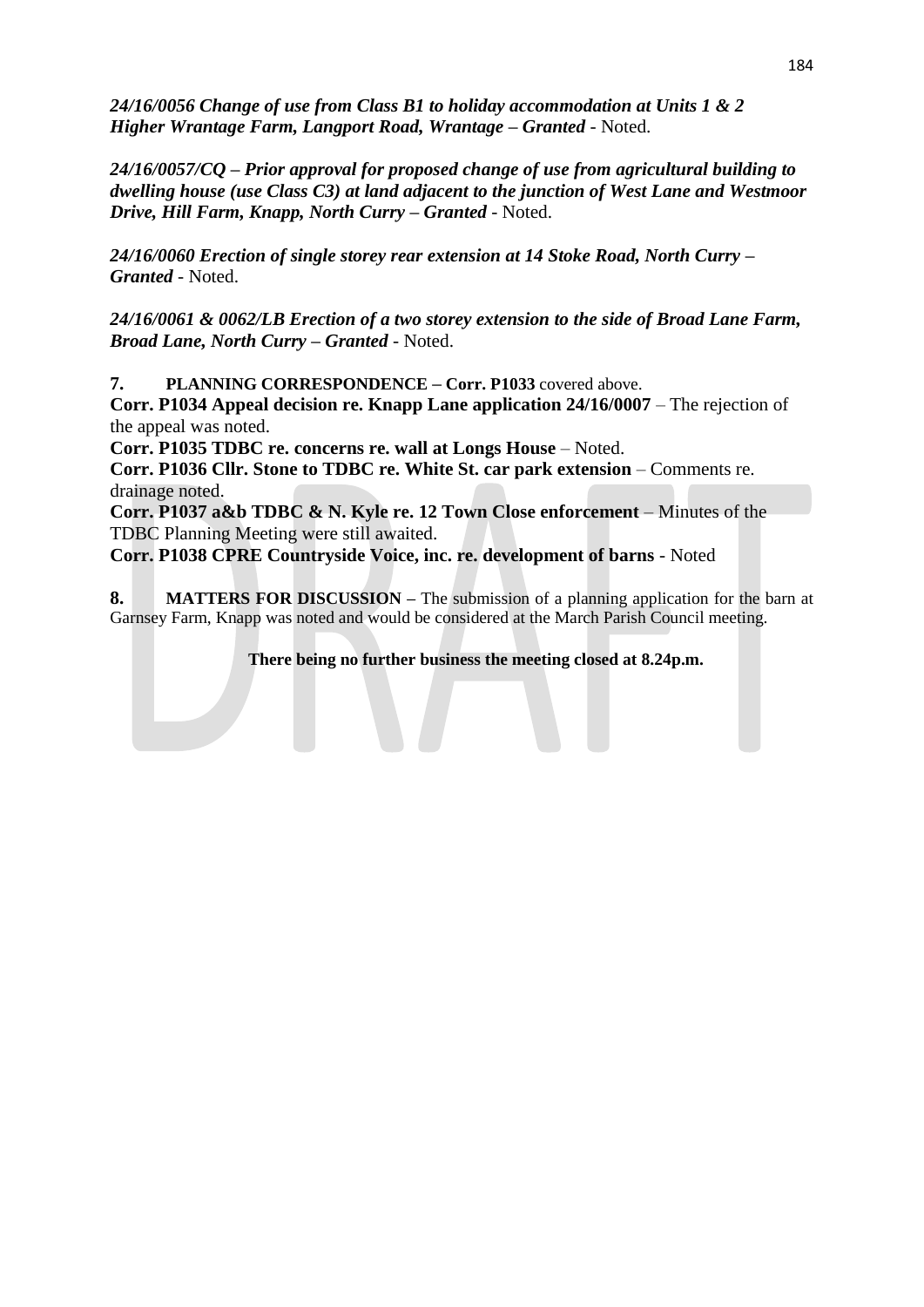***24/16/0056 Change of use from Class B1 to holiday accommodation at Units 1 & 2 Higher Wrantage Farm, Langport Road, Wrantage – Granted*** - Noted.

***24/16/0057/CQ – Prior approval for proposed change of use from agricultural building to dwelling house (use Class C3) at land adjacent to the junction of West Lane and Westmoor Drive, Hill Farm, Knapp, North Curry – Granted*** - Noted.

***24/16/0060 Erection of single storey rear extension at 14 Stoke Road, North Curry – Granted*** - Noted.

***24/16/0061 & 0062/LB Erection of a two storey extension to the side of Broad Lane Farm, Broad Lane, North Curry – Granted*** - Noted.

**7. PLANNING CORRESPONDENCE – Corr. P1033** covered above.
**Corr. P1034 Appeal decision re. Knapp Lane application 24/16/0007** – The rejection of the appeal was noted.
**Corr. P1035 TDBC re. concerns re. wall at Longs House** – Noted.
**Corr. P1036 Cllr. Stone to TDBC re. White St. car park extension** – Comments re. drainage noted.
**Corr. P1037 a&b TDBC & N. Kyle re. 12 Town Close enforcement** – Minutes of the TDBC Planning Meeting were still awaited.
**Corr. P1038 CPRE Countryside Voice, inc. re. development of barns** - Noted

**8. MATTERS FOR DISCUSSION –** The submission of a planning application for the barn at Garnsey Farm, Knapp was noted and would be considered at the March Parish Council meeting.

**There being no further business the meeting closed at 8.24p.m.**